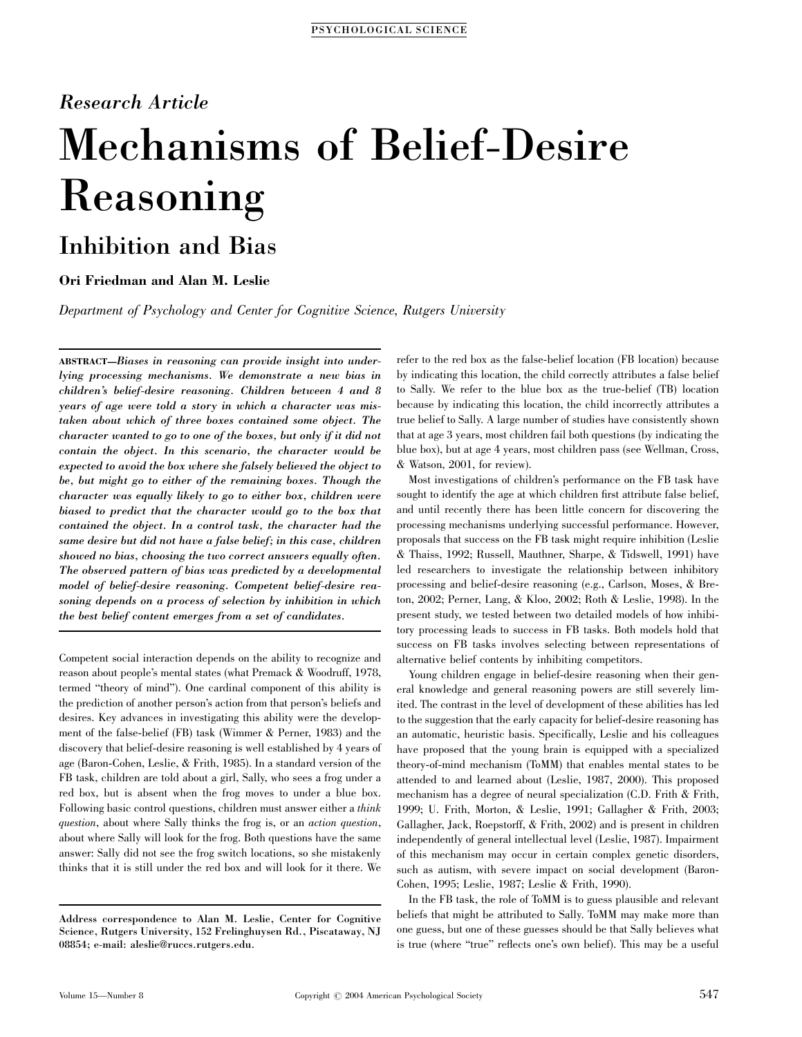*Research Article*

# Mechanisms of Belief-Desire Reasoning

## Inhibition and Bias

**Ori Friedman and Alan M. Leslie**

*Department of Psychology and Center for Cognitive Science, Rutgers University*

ABSTRACT—*Biases in reasoning can provide insight into underlying processing mechanisms. We demonstrate a new bias in children's belief-desire reasoning. Children between 4 and 8 years of age were told a story in which a character was mistaken about which of three boxes contained some object. The character wanted to go to one of the boxes, but only if it did not contain the object. In this scenario, the character would be expected to avoid the box where she falsely believed the object to be, but might go to either of the remaining boxes. Though the character was equally likely to go to either box, children were biased to predict that the character would go to the box that contained the object. In a control task, the character had the same desire but did not have a false belief; in this case, children showed no bias, choosing the two correct answers equally often. The observed pattern of bias was predicted by a developmental model of belief-desire reasoning. Competent belief-desire reasoning depends on a process of selection by inhibition in which the best belief content emerges from a set of candidates.*

Competent social interaction depends on the ability to recognize and reason about people's mental states (what Premack & Woodruff, 1978, termed "theory of mind"). One cardinal component of this ability is the prediction of another person's action from that person's beliefs and desires. Key advances in investigating this ability were the development of the false-belief (FB) task (Wimmer & Perner, 1983) and the discovery that belief-desire reasoning is well established by 4 years of age (Baron-Cohen, Leslie, & Frith, 1985). In a standard version of the FB task, children are told about a girl, Sally, who sees a frog under a red box, but is absent when the frog moves to under a blue box. Following basic control questions, children must answer either a *think question*, about where Sally thinks the frog is, or an *action question*, about where Sally will look for the frog. Both questions have the same answer: Sally did not see the frog switch locations, so she mistakenly thinks that it is still under the red box and will look for it there. We refer to the red box as the false-belief location (FB location) because by indicating this location, the child correctly attributes a false belief to Sally. We refer to the blue box as the true-belief (TB) location because by indicating this location, the child incorrectly attributes a true belief to Sally. A large number of studies have consistently shown that at age 3 years, most children fail both questions (by indicating the blue box), but at age 4 years, most children pass (see Wellman, Cross, & Watson, 2001, for review).

Most investigations of children's performance on the FB task have sought to identify the age at which children first attribute false belief, and until recently there has been little concern for discovering the processing mechanisms underlying successful performance. However, proposals that success on the FB task might require inhibition (Leslie & Thaiss, 1992; Russell, Mauthner, Sharpe, & Tidswell, 1991) have led researchers to investigate the relationship between inhibitory processing and belief-desire reasoning (e.g., Carlson, Moses, & Breton, 2002; Perner, Lang, & Kloo, 2002; Roth & Leslie, 1998). In the present study, we tested between two detailed models of how inhibitory processing leads to success in FB tasks. Both models hold that success on FB tasks involves selecting between representations of alternative belief contents by inhibiting competitors.

Young children engage in belief-desire reasoning when their general knowledge and general reasoning powers are still severely limited. The contrast in the level of development of these abilities has led to the suggestion that the early capacity for belief-desire reasoning has an automatic, heuristic basis. Specifically, Leslie and his colleagues have proposed that the young brain is equipped with a specialized theory-of-mind mechanism (ToMM) that enables mental states to be attended to and learned about (Leslie, 1987, 2000). This proposed mechanism has a degree of neural specialization (C.D. Frith & Frith, 1999; U. Frith, Morton, & Leslie, 1991; Gallagher & Frith, 2003; Gallagher, Jack, Roepstorff, & Frith, 2002) and is present in children independently of general intellectual level (Leslie, 1987). Impairment of this mechanism may occur in certain complex genetic disorders, such as autism, with severe impact on social development (Baron-Cohen, 1995; Leslie, 1987; Leslie & Frith, 1990).

In the FB task, the role of ToMM is to guess plausible and relevant beliefs that might be attributed to Sally. ToMM may make more than one guess, but one of these guesses should be that Sally believes what is true (where "true" reflects one's own belief). This may be a useful

---

**Address correspondence to Alan M. Leslie, Center for Cognitive Science, Rutgers University, 152 Frelinghuysen Rd., Piscataway, NJ 08854; e-mail: aleslie@ruccs.rutgers.edu.**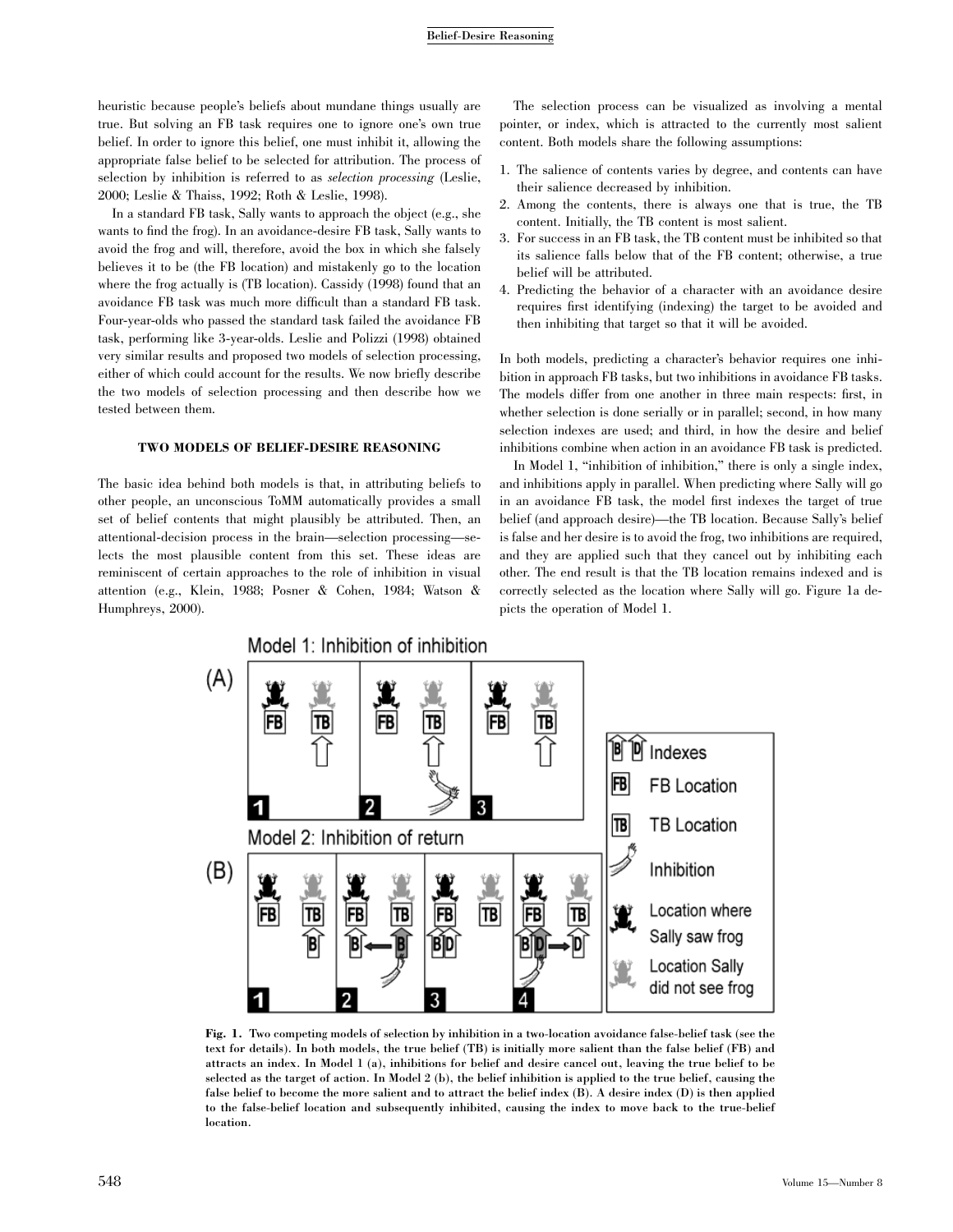heuristic because people's beliefs about mundane things usually are true. But solving an FB task requires one to ignore one's own true belief. In order to ignore this belief, one must inhibit it, allowing the appropriate false belief to be selected for attribution. The process of selection by inhibition is referred to as *selection processing* (Leslie, 2000; Leslie & Thaiss, 1992; Roth & Leslie, 1998).

In a standard FB task, Sally wants to approach the object (e.g., she wants to find the frog). In an avoidance-desire FB task, Sally wants to avoid the frog and will, therefore, avoid the box in which she falsely believes it to be (the FB location) and mistakenly go to the location where the frog actually is (TB location). Cassidy (1998) found that an avoidance FB task was much more difficult than a standard FB task. Four-year-olds who passed the standard task failed the avoidance FB task, performing like 3-year-olds. Leslie and Polizzi (1998) obtained very similar results and proposed two models of selection processing, either of which could account for the results. We now briefly describe the two models of selection processing and then describe how we tested between them.

## TWO MODELS OF BELIEF-DESIRE REASONING

The basic idea behind both models is that, in attributing beliefs to other people, an unconscious ToMM automatically provides a small set of belief contents that might plausibly be attributed. Then, an attentional-decision process in the brain—selection processing—selects the most plausible content from this set. These ideas are reminiscent of certain approaches to the role of inhibition in visual attention (e.g., Klein, 1988; Posner & Cohen, 1984; Watson & Humphreys, 2000).

The selection process can be visualized as involving a mental pointer, or index, which is attracted to the currently most salient content. Both models share the following assumptions:

1. The salience of contents varies by degree, and contents can have their salience decreased by inhibition.
2. Among the contents, there is always one that is true, the TB content. Initially, the TB content is most salient.
3. For success in an FB task, the TB content must be inhibited so that its salience falls below that of the FB content; otherwise, a true belief will be attributed.
4. Predicting the behavior of a character with an avoidance desire requires first identifying (indexing) the target to be avoided and then inhibiting that target so that it will be avoided.

In both models, predicting a character's behavior requires one inhibition in approach FB tasks, but two inhibitions in avoidance FB tasks. The models differ from one another in three main respects: first, in whether selection is done serially or in parallel; second, in how many selection indexes are used; and third, in how the desire and belief inhibitions combine when action in an avoidance FB task is predicted.

In Model 1, "inhibition of inhibition," there is only a single index, and inhibitions apply in parallel. When predicting where Sally will go in an avoidance FB task, the model first indexes the target of true belief (and approach desire)—the TB location. Because Sally's belief is false and her desire is to avoid the frog, two inhibitions are required, and they are applied such that they cancel out by inhibiting each other. The end result is that the TB location remains indexed and is correctly selected as the location where Sally will go. Figure 1a depicts the operation of Model 1.

**Fig. 1.** Two competing models of selection by inhibition in a two-location avoidance false-belief task (see the text for details). In both models, the true belief (TB) is initially more salient than the false belief (FB) and attracts an index. In Model 1 (a), inhibitions for belief and desire cancel out, leaving the true belief to be selected as the target of action. In Model 2 (b), the belief inhibition is applied to the true belief, causing the false belief to become the more salient and to attract the belief index (B). A desire index (D) is then applied to the false-belief location and subsequently inhibited, causing the index to move back to the true-belief location.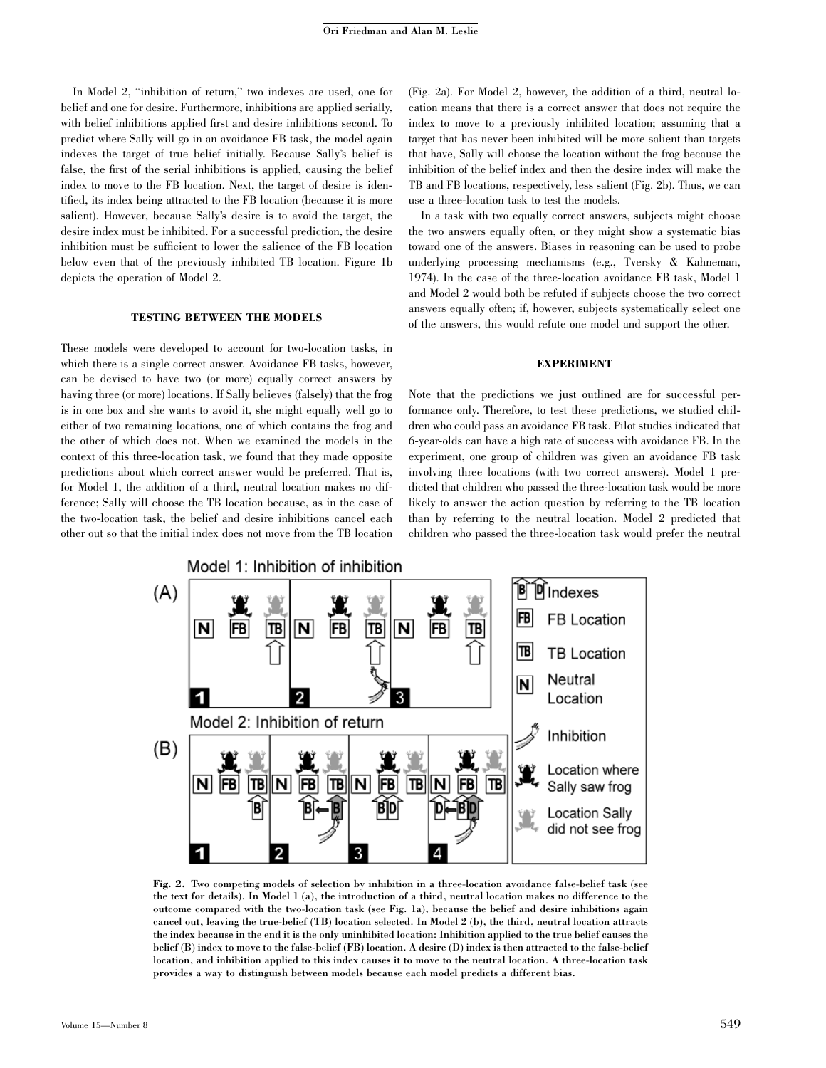In Model 2, "inhibition of return," two indexes are used, one for belief and one for desire. Furthermore, inhibitions are applied serially, with belief inhibitions applied first and desire inhibitions second. To predict where Sally will go in an avoidance FB task, the model again indexes the target of true belief initially. Because Sally's belief is false, the first of the serial inhibitions is applied, causing the belief index to move to the FB location. Next, the target of desire is identified, its index being attracted to the FB location (because it is more salient). However, because Sally's desire is to avoid the target, the desire index must be inhibited. For a successful prediction, the desire inhibition must be sufficient to lower the salience of the FB location below even that of the previously inhibited TB location. Figure 1b depicts the operation of Model 2.

## TESTING BETWEEN THE MODELS

These models were developed to account for two-location tasks, in which there is a single correct answer. Avoidance FB tasks, however, can be devised to have two (or more) equally correct answers by having three (or more) locations. If Sally believes (falsely) that the frog is in one box and she wants to avoid it, she might equally well go to either of two remaining locations, one of which contains the frog and the other of which does not. When we examined the models in the context of this three-location task, we found that they made opposite predictions about which correct answer would be preferred. That is, for Model 1, the addition of a third, neutral location makes no difference; Sally will choose the TB location because, as in the case of the two-location task, the belief and desire inhibitions cancel each other out so that the initial index does not move from the TB location (Fig. 2a). For Model 2, however, the addition of a third, neutral location means that there is a correct answer that does not require the index to move to a previously inhibited location; assuming that a target that has never been inhibited will be more salient than targets that have, Sally will choose the location without the frog because the inhibition of the belief index and then the desire index will make the TB and FB locations, respectively, less salient (Fig. 2b). Thus, we can use a three-location task to test the models.

In a task with two equally correct answers, subjects might choose the two answers equally often, or they might show a systematic bias toward one of the answers. Biases in reasoning can be used to probe underlying processing mechanisms (e.g., Tversky & Kahneman, 1974). In the case of the three-location avoidance FB task, Model 1 and Model 2 would both be refuted if subjects choose the two correct answers equally often; if, however, subjects systematically select one of the answers, this would refute one model and support the other.

## EXPERIMENT

Note that the predictions we just outlined are for successful performance only. Therefore, to test these predictions, we studied children who could pass an avoidance FB task. Pilot studies indicated that 6-year-olds can have a high rate of success with avoidance FB. In the experiment, one group of children was given an avoidance FB task involving three locations (with two correct answers). Model 1 predicted that children who passed the three-location task would be more likely to answer the action question by referring to the TB location than by referring to the neutral location. Model 2 predicted that children who passed the three-location task would prefer the neutral

Model 1: Inhibition of inhibition
(A)
N FB TB
1 2 3

Model 2: Inhibition of return
(B)
N FB TB
B D
1 2 3 4

Indexes
FB Location
TB Location
Neutral Location
Inhibition
Location where Sally saw frog
Location Sally did not see frog

**Fig. 2.** Two competing models of selection by inhibition in a three-location avoidance false-belief task (see the text for details). In Model 1 (a), the introduction of a third, neutral location makes no difference to the outcome compared with the two-location task (see Fig. 1a), because the belief and desire inhibitions again cancel out, leaving the true-belief (TB) location selected. In Model 2 (b), the third, neutral location attracts the index because in the end it is the only uninhibited location: Inhibition applied to the true belief causes the belief (B) index to move to the false-belief (FB) location. A desire (D) index is then attracted to the false-belief location, and inhibition applied to this index causes it to move to the neutral location. A three-location task provides a way to distinguish between models because each model predicts a different bias.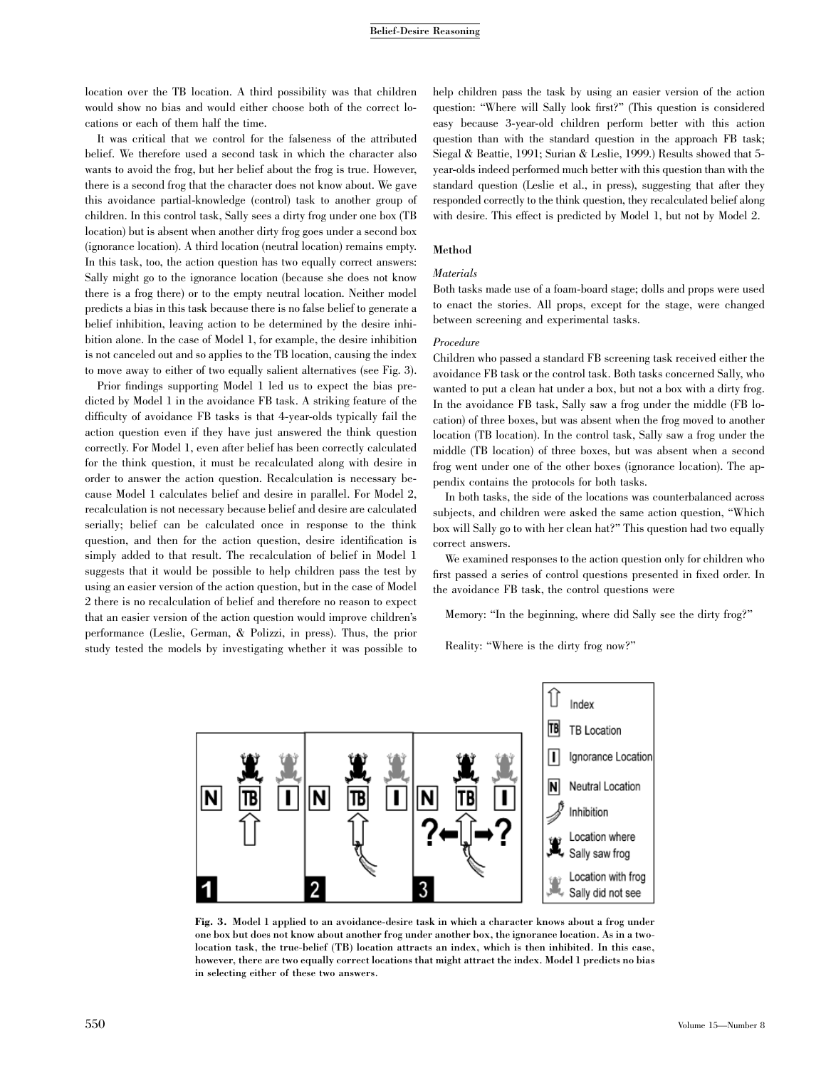location over the TB location. A third possibility was that children would show no bias and would either choose both of the correct locations or each of them half the time.

It was critical that we control for the falseness of the attributed belief. We therefore used a second task in which the character also wants to avoid the frog, but her belief about the frog is true. However, there is a second frog that the character does not know about. We gave this avoidance partial-knowledge (control) task to another group of children. In this control task, Sally sees a dirty frog under one box (TB location) but is absent when another dirty frog goes under a second box (ignorance location). A third location (neutral location) remains empty. In this task, too, the action question has two equally correct answers: Sally might go to the ignorance location (because she does not know there is a frog there) or to the empty neutral location. Neither model predicts a bias in this task because there is no false belief to generate a belief inhibition, leaving action to be determined by the desire inhibition alone. In the case of Model 1, for example, the desire inhibition is not canceled out and so applies to the TB location, causing the index to move away to either of two equally salient alternatives (see Fig. 3).

Prior findings supporting Model 1 led us to expect the bias predicted by Model 1 in the avoidance FB task. A striking feature of the difficulty of avoidance FB tasks is that 4-year-olds typically fail the action question even if they have just answered the think question correctly. For Model 1, even after belief has been correctly calculated for the think question, it must be recalculated along with desire in order to answer the action question. Recalculation is necessary because Model 1 calculates belief and desire in parallel. For Model 2, recalculation is not necessary because belief and desire are calculated serially; belief can be calculated once in response to the think question, and then for the action question, desire identification is simply added to that result. The recalculation of belief in Model 1 suggests that it would be possible to help children pass the test by using an easier version of the action question, but in the case of Model 2 there is no recalculation of belief and therefore no reason to expect that an easier version of the action question would improve children's performance (Leslie, German, & Polizzi, in press). Thus, the prior study tested the models by investigating whether it was possible to help children pass the task by using an easier version of the action question: "Where will Sally look first?" (This question is considered easy because 3-year-old children perform better with this action question than with the standard question in the approach FB task; Siegal & Beattie, 1991; Surian & Leslie, 1999.) Results showed that 5-year-olds indeed performed much better with this question than with the standard question (Leslie et al., in press), suggesting that after they responded correctly to the think question, they recalculated belief along with desire. This effect is predicted by Model 1, but not by Model 2.

## Method

### *Materials*

Both tasks made use of a foam-board stage; dolls and props were used to enact the stories. All props, except for the stage, were changed between screening and experimental tasks.

### *Procedure*

Children who passed a standard FB screening task received either the avoidance FB task or the control task. Both tasks concerned Sally, who wanted to put a clean hat under a box, but not a box with a dirty frog. In the avoidance FB task, Sally saw a frog under the middle (FB location) of three boxes, but was absent when the frog moved to another location (TB location). In the control task, Sally saw a frog under the middle (TB location) of three boxes, but was absent when a second frog went under one of the other boxes (ignorance location). The appendix contains the protocols for both tasks.

In both tasks, the side of the locations was counterbalanced across subjects, and children were asked the same action question, "Which box will Sally go to with her clean hat?" This question had two equally correct answers.

We examined responses to the action question only for children who first passed a series of control questions presented in fixed order. In the avoidance FB task, the control questions were

Memory: "In the beginning, where did Sally see the dirty frog?"

Reality: "Where is the dirty frog now?"

**Fig. 3.** Model 1 applied to an avoidance-desire task in which a character knows about a frog under one box but does not know about another frog under another box, the ignorance location. As in a two-location task, the true-belief (TB) location attracts an index, which is then inhibited. In this case, however, there are two equally correct locations that might attract the index. Model 1 predicts no bias in selecting either of these two answers.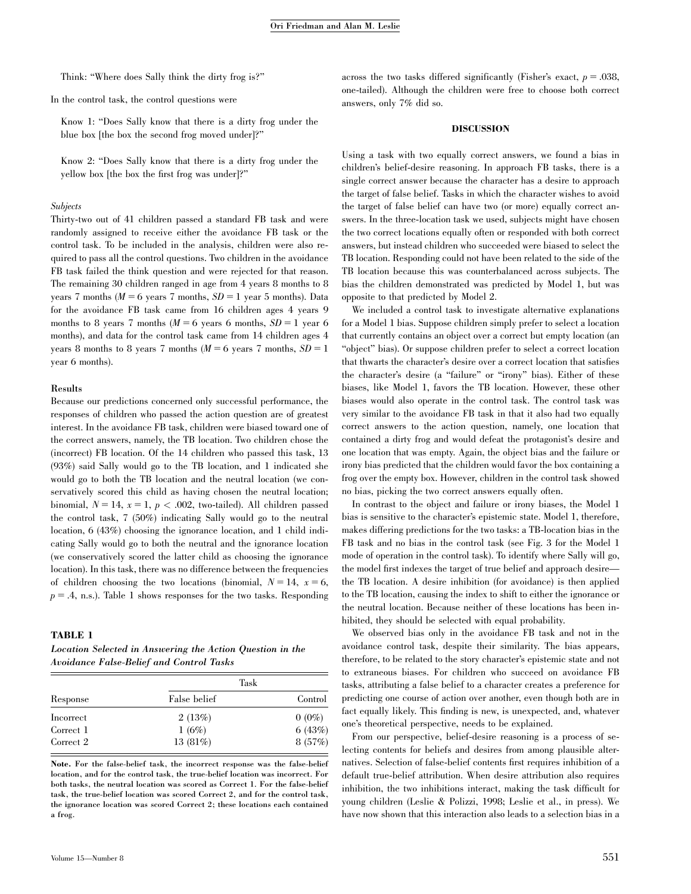Think: "Where does Sally think the dirty frog is?"

In the control task, the control questions were

Know 1: "Does Sally know that there is a dirty frog under the blue box [the box the second frog moved under]?"

Know 2: "Does Sally know that there is a dirty frog under the yellow box [the box the first frog was under]?"

*Subjects*

Thirty-two out of 41 children passed a standard FB task and were randomly assigned to receive either the avoidance FB task or the control task. To be included in the analysis, children were also required to pass all the control questions. Two children in the avoidance FB task failed the think question and were rejected for that reason. The remaining 30 children ranged in age from 4 years 8 months to 8 years 7 months ($M = 6$ years 7 months, $SD = 1$ year 5 months). Data for the avoidance FB task came from 16 children ages 4 years 9 months to 8 years 7 months ($M = 6$ years 6 months, $SD = 1$ year 6 months), and data for the control task came from 14 children ages 4 years 8 months to 8 years 7 months ($M = 6$ years 7 months, $SD = 1$ year 6 months).

### Results

Because our predictions concerned only successful performance, the responses of children who passed the action question are of greatest interest. In the avoidance FB task, children were biased toward one of the correct answers, namely, the TB location. Two children chose the (incorrect) FB location. Of the 14 children who passed this task, 13 (93%) said Sally would go to the TB location, and 1 indicated she would go to both the TB location and the neutral location (we conservatively scored this child as having chosen the neutral location; binomial, $N = 14$, $x = 1$, $p < .002$, two-tailed). All children passed the control task, 7 (50%) indicating Sally would go to the neutral location, 6 (43%) choosing the ignorance location, and 1 child indicating Sally would go to both the neutral and the ignorance location (we conservatively scored the latter child as choosing the ignorance location). In this task, there was no difference between the frequencies of children choosing the two locations (binomial, $N = 14$, $x = 6$, $p = .4$, n.s.). Table 1 shows responses for the two tasks. Responding across the two tasks differed significantly (Fisher's exact, $p = .038$, one-tailed). Although the children were free to choose both correct answers, only 7% did so.

**TABLE 1**

***Location Selected in Answering the Action Question in the Avoidance False-Belief and Control Tasks***

| Response | Task | |
|---|---|---|
| | False belief | Control |
| Incorrect | 2 (13%) | 0 (0%) |
| Correct 1 | 1 (6%) | 6 (43%) |
| Correct 2 | 13 (81%) | 8 (57%) |

**Note.** For the false-belief task, the incorrect response was the false-belief location, and for the control task, the true-belief location was incorrect. For both tasks, the neutral location was scored as Correct 1. For the false-belief task, the true-belief location was scored Correct 2, and for the control task, the ignorance location was scored Correct 2; these locations each contained a frog.

## DISCUSSION

Using a task with two equally correct answers, we found a bias in children's belief-desire reasoning. In approach FB tasks, there is a single correct answer because the character has a desire to approach the target of false belief. Tasks in which the character wishes to avoid the target of false belief can have two (or more) equally correct answers. In the three-location task we used, subjects might have chosen the two correct locations equally often or responded with both correct answers, but instead children who succeeded were biased to select the TB location. Responding could not have been related to the side of the TB location because this was counterbalanced across subjects. The bias the children demonstrated was predicted by Model 1, but was opposite to that predicted by Model 2.

We included a control task to investigate alternative explanations for a Model 1 bias. Suppose children simply prefer to select a location that currently contains an object over a correct but empty location (an "object" bias). Or suppose children prefer to select a correct location that thwarts the character's desire over a correct location that satisfies the character's desire (a "failure" or "irony" bias). Either of these biases, like Model 1, favors the TB location. However, these other biases would also operate in the control task. The control task was very similar to the avoidance FB task in that it also had two equally correct answers to the action question, namely, one location that contained a dirty frog and would defeat the protagonist's desire and one location that was empty. Again, the object bias and the failure or irony bias predicted that the children would favor the box containing a frog over the empty box. However, children in the control task showed no bias, picking the two correct answers equally often.

In contrast to the object and failure or irony biases, the Model 1 bias is sensitive to the character's epistemic state. Model 1, therefore, makes differing predictions for the two tasks: a TB-location bias in the FB task and no bias in the control task (see Fig. 3 for the Model 1 mode of operation in the control task). To identify where Sally will go, the model first indexes the target of true belief and approach desire—the TB location. A desire inhibition (for avoidance) is then applied to the TB location, causing the index to shift to either the ignorance or the neutral location. Because neither of these locations has been inhibited, they should be selected with equal probability.

We observed bias only in the avoidance FB task and not in the avoidance control task, despite their similarity. The bias appears, therefore, to be related to the story character's epistemic state and not to extraneous biases. For children who succeed on avoidance FB tasks, attributing a false belief to a character creates a preference for predicting one course of action over another, even though both are in fact equally likely. This finding is new, is unexpected, and, whatever one's theoretical perspective, needs to be explained.

From our perspective, belief-desire reasoning is a process of selecting contents for beliefs and desires from among plausible alternatives. Selection of false-belief contents first requires inhibition of a default true-belief attribution. When desire attribution also requires inhibition, the two inhibitions interact, making the task difficult for young children (Leslie & Polizzi, 1998; Leslie et al., in press). We have now shown that this interaction also leads to a selection bias in a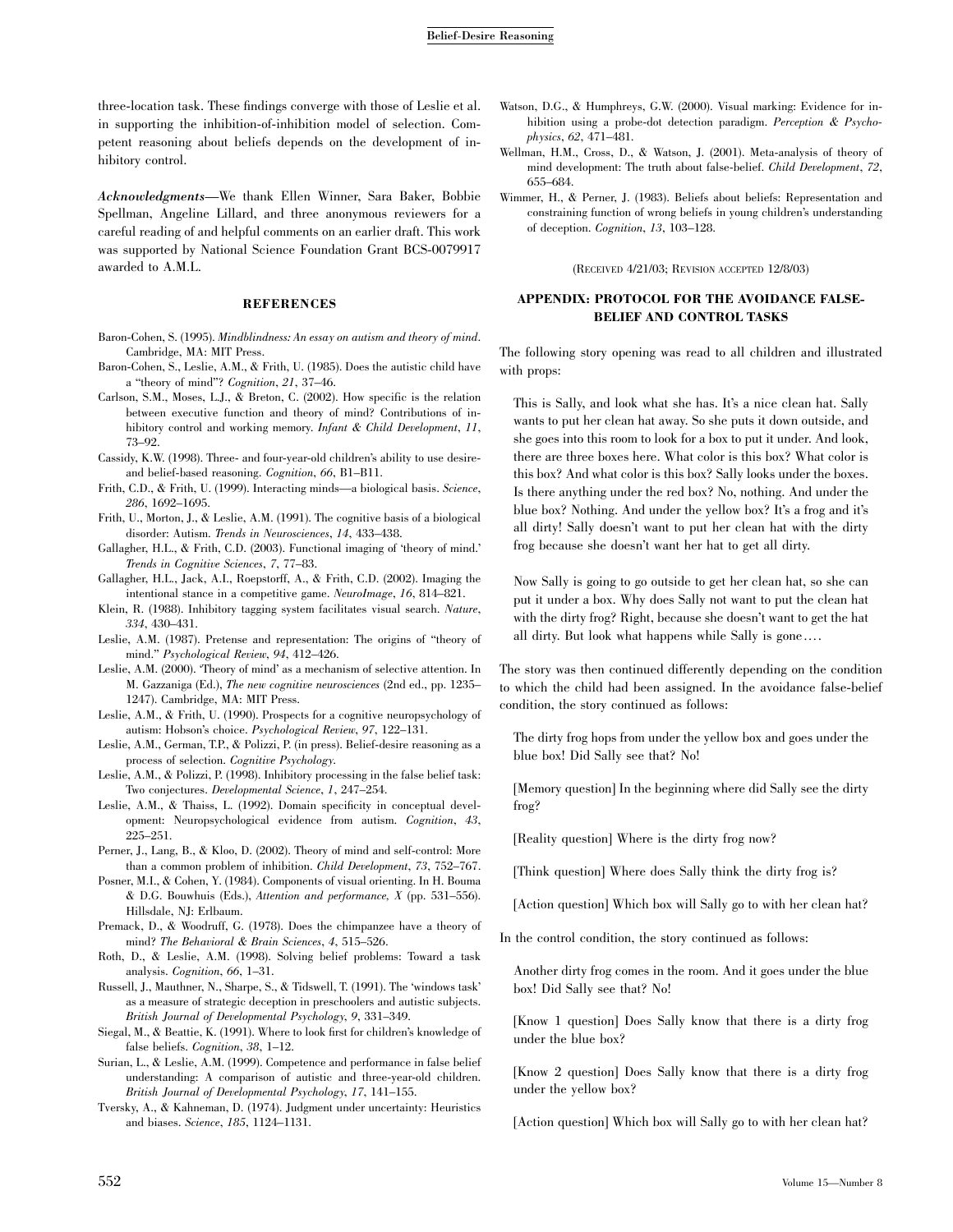three-location task. These findings converge with those of Leslie et al. in supporting the inhibition-of-inhibition model of selection. Competent reasoning about beliefs depends on the development of inhibitory control.

***Acknowledgments***—We thank Ellen Winner, Sara Baker, Bobbie Spellman, Angeline Lillard, and three anonymous reviewers for a careful reading of and helpful comments on an earlier draft. This work was supported by National Science Foundation Grant BCS-0079917 awarded to A.M.L.

## REFERENCES

Baron-Cohen, S. (1995). *Mindblindness: An essay on autism and theory of mind*. Cambridge, MA: MIT Press.

Baron-Cohen, S., Leslie, A.M., & Frith, U. (1985). Does the autistic child have a "theory of mind"? *Cognition*, *21*, 37–46.

Carlson, S.M., Moses, L.J., & Breton, C. (2002). How specific is the relation between executive function and theory of mind? Contributions of inhibitory control and working memory. *Infant & Child Development*, *11*, 73–92.

Cassidy, K.W. (1998). Three- and four-year-old children's ability to use desire- and belief-based reasoning. *Cognition*, *66*, B1–B11.

Frith, C.D., & Frith, U. (1999). Interacting minds—a biological basis. *Science*, *286*, 1692–1695.

Frith, U., Morton, J., & Leslie, A.M. (1991). The cognitive basis of a biological disorder: Autism. *Trends in Neurosciences*, *14*, 433–438.

Gallagher, H.L., & Frith, C.D. (2003). Functional imaging of 'theory of mind.' *Trends in Cognitive Sciences*, *7*, 77–83.

Gallagher, H.L., Jack, A.I., Roepstorff, A., & Frith, C.D. (2002). Imaging the intentional stance in a competitive game. *NeuroImage*, *16*, 814–821.

Klein, R. (1988). Inhibitory tagging system facilitates visual search. *Nature*, *334*, 430–431.

Leslie, A.M. (1987). Pretense and representation: The origins of "theory of mind." *Psychological Review*, *94*, 412–426.

Leslie, A.M. (2000). 'Theory of mind' as a mechanism of selective attention. In M. Gazzaniga (Ed.), *The new cognitive neurosciences* (2nd ed., pp. 1235–1247). Cambridge, MA: MIT Press.

Leslie, A.M., & Frith, U. (1990). Prospects for a cognitive neuropsychology of autism: Hobson's choice. *Psychological Review*, *97*, 122–131.

Leslie, A.M., German, T.P., & Polizzi, P. (in press). Belief-desire reasoning as a process of selection. *Cognitive Psychology*.

Leslie, A.M., & Polizzi, P. (1998). Inhibitory processing in the false belief task: Two conjectures. *Developmental Science*, *1*, 247–254.

Leslie, A.M., & Thaiss, L. (1992). Domain specificity in conceptual development: Neuropsychological evidence from autism. *Cognition*, *43*, 225–251.

Perner, J., Lang, B., & Kloo, D. (2002). Theory of mind and self-control: More than a common problem of inhibition. *Child Development*, *73*, 752–767.

Posner, M.I., & Cohen, Y. (1984). Components of visual orienting. In H. Bouma & D.G. Bouwhuis (Eds.), *Attention and performance, X* (pp. 531–556). Hillsdale, NJ: Erlbaum.

Premack, D., & Woodruff, G. (1978). Does the chimpanzee have a theory of mind? *The Behavioral & Brain Sciences*, *4*, 515–526.

Roth, D., & Leslie, A.M. (1998). Solving belief problems: Toward a task analysis. *Cognition*, *66*, 1–31.

Russell, J., Mauthner, N., Sharpe, S., & Tidswell, T. (1991). The 'windows task' as a measure of strategic deception in preschoolers and autistic subjects. *British Journal of Developmental Psychology*, *9*, 331–349.

Siegal, M., & Beattie, K. (1991). Where to look first for children's knowledge of false beliefs. *Cognition*, *38*, 1–12.

Surian, L., & Leslie, A.M. (1999). Competence and performance in false belief understanding: A comparison of autistic and three-year-old children. *British Journal of Developmental Psychology*, *17*, 141–155.

Tversky, A., & Kahneman, D. (1974). Judgment under uncertainty: Heuristics and biases. *Science*, *185*, 1124–1131.

Watson, D.G., & Humphreys, G.W. (2000). Visual marking: Evidence for inhibition using a probe-dot detection paradigm. *Perception & Psychophysics*, *62*, 471–481.

Wellman, H.M., Cross, D., & Watson, J. (2001). Meta-analysis of theory of mind development: The truth about false-belief. *Child Development*, *72*, 655–684.

Wimmer, H., & Perner, J. (1983). Beliefs about beliefs: Representation and constraining function of wrong beliefs in young children's understanding of deception. *Cognition*, *13*, 103–128.

(Received 4/21/03; Revision accepted 12/8/03)

## APPENDIX: PROTOCOL FOR THE AVOIDANCE FALSE-BELIEF AND CONTROL TASKS

The following story opening was read to all children and illustrated with props:

> This is Sally, and look what she has. It's a nice clean hat. Sally wants to put her clean hat away. So she puts it down outside, and she goes into this room to look for a box to put it under. And look, there are three boxes here. What color is this box? What color is this box? And what color is this box? Sally looks under the boxes. Is there anything under the red box? No, nothing. And under the blue box? Nothing. And under the yellow box? It's a frog and it's all dirty! Sally doesn't want to put her clean hat with the dirty frog because she doesn't want her hat to get all dirty.
>
> Now Sally is going to go outside to get her clean hat, so she can put it under a box. Why does Sally not want to put the clean hat with the dirty frog? Right, because she doesn't want to get the hat all dirty. But look what happens while Sally is gone....

The story was then continued differently depending on the condition to which the child had been assigned. In the avoidance false-belief condition, the story continued as follows:

> The dirty frog hops from under the yellow box and goes under the blue box! Did Sally see that? No!
>
> [Memory question] In the beginning where did Sally see the dirty frog?
>
> [Reality question] Where is the dirty frog now?
>
> [Think question] Where does Sally think the dirty frog is?
>
> [Action question] Which box will Sally go to with her clean hat?

In the control condition, the story continued as follows:

> Another dirty frog comes in the room. And it goes under the blue box! Did Sally see that? No!
>
> [Know 1 question] Does Sally know that there is a dirty frog under the blue box?
>
> [Know 2 question] Does Sally know that there is a dirty frog under the yellow box?
>
> [Action question] Which box will Sally go to with her clean hat?